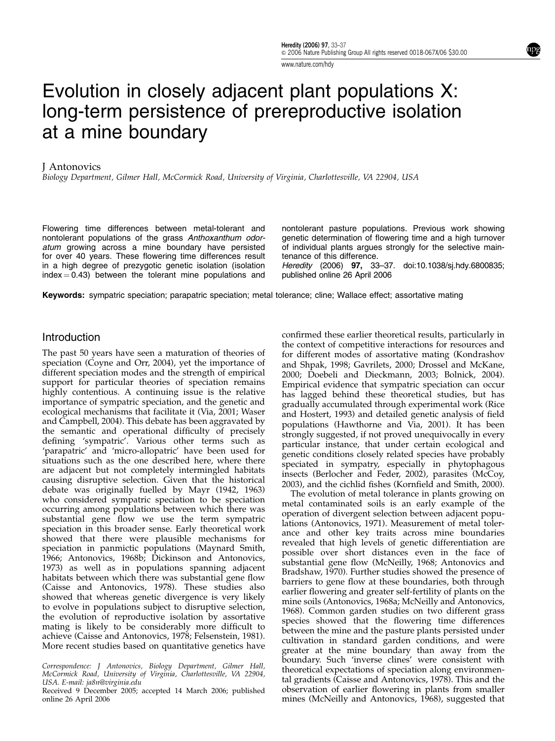# Evolution in closely adjacent plant populations X: long-term persistence of prereproductive isolation at a mine boundary

J Antonovics

*Biology Department, Gilmer Hall, McCormick Road, University of Virginia, Charlottesville, VA 22904, USA*

Flowering time differences between metal-tolerant and nontolerant populations of the grass *Anthoxanthum odoratum* growing across a mine boundary have persisted for over 40 years. These flowering time differences result in a high degree of prezygotic genetic isolation (isolation index = 0.43) between the tolerant mine populations and nontolerant pasture populations. Previous work showing genetic determination of flowering time and a high turnover of individual plants argues strongly for the selective maintenance of this difference.

*Heredity* (2006) **97**, 33–37. doi:10.1038/sj.hdy.6800835; published online 26 April 2006

**Keywords:** sympatric speciation; parapatric speciation; metal tolerance; cline; Wallace effect; assortative mating

## Introduction

The past 50 years have seen a maturation of theories of speciation (Coyne and Orr, 2004), yet the importance of different speciation modes and the strength of empirical support for particular theories of speciation remains highly contentious. A continuing issue is the relative importance of sympatric speciation, and the genetic and ecological mechanisms that facilitate it (Via, 2001; Waser and Campbell, 2004). This debate has been aggravated by the semantic and operational difficulty of precisely defining 'sympatric'. Various other terms such as 'parapatric' and 'micro-allopatric' have been used for situations such as the one described here, where there are adjacent but not completely intermingled habitats causing disruptive selection. Given that the historical debate was originally fuelled by Mayr (1942, 1963) who considered sympatric speciation to be speciation occurring among populations between which there was substantial gene flow we use the term sympatric speciation in this broader sense. Early theoretical work showed that there were plausible mechanisms for speciation in panmictic populations (Maynard Smith, 1966; Antonovics, 1968b; Dickinson and Antonovics, 1973) as well as in populations spanning adjacent habitats between which there was substantial gene flow (Caisse and Antonovics, 1978). These studies also showed that whereas genetic divergence is very likely to evolve in populations subject to disruptive selection, the evolution of reproductive isolation by assortative mating is likely to be considerably more difficult to achieve (Caisse and Antonovics, 1978; Felsenstein, 1981). More recent studies based on quantitative genetics have confirmed these earlier theoretical results, particularly in the context of competitive interactions for resources and for different modes of assortative mating (Kondrashov and Shpak, 1998; Gavrilets, 2000; Drossel and McKane, 2000; Doebeli and Dieckmann, 2003; Bolnick, 2004). Empirical evidence that sympatric speciation can occur has lagged behind these theoretical studies, but has gradually accumulated through experimental work (Rice and Hostert, 1993) and detailed genetic analysis of field populations (Hawthorne and Via, 2001). It has been strongly suggested, if not proved unequivocally in every particular instance, that under certain ecological and genetic conditions closely related species have probably speciated in sympatry, especially in phytophagous insects (Berlocher and Feder, 2002), parasites (McCoy, 2003), and the cichlid fishes (Kornfield and Smith, 2000).

The evolution of metal tolerance in plants growing on metal contaminated soils is an early example of the operation of divergent selection between adjacent populations (Antonovics, 1971). Measurement of metal tolerance and other key traits across mine boundaries revealed that high levels of genetic differentiation are possible over short distances even in the face of substantial gene flow (McNeilly, 1968; Antonovics and Bradshaw, 1970). Further studies showed the presence of barriers to gene flow at these boundaries, both through earlier flowering and greater self-fertility of plants on the mine soils (Antonovics, 1968a; McNeilly and Antonovics, 1968). Common garden studies on two different grass species showed that the flowering time differences between the mine and the pasture plants persisted under cultivation in standard garden conditions, and were greater at the mine boundary than away from the boundary. Such 'inverse clines' were consistent with theoretical expectations of speciation along environmental gradients (Caisse and Antonovics, 1978). This and the observation of earlier flowering in plants from smaller mines (McNeilly and Antonovics, 1968), suggested that

Correspondence: J Antonovics, Biology Department, Gilmer Hall, McCormick Road, University of Virginia, Charlottesville, VA 22904, USA. E-mail: ja8n@virginia.edu

Received 9 December 2005; accepted 14 March 2006; published online 26 April 2006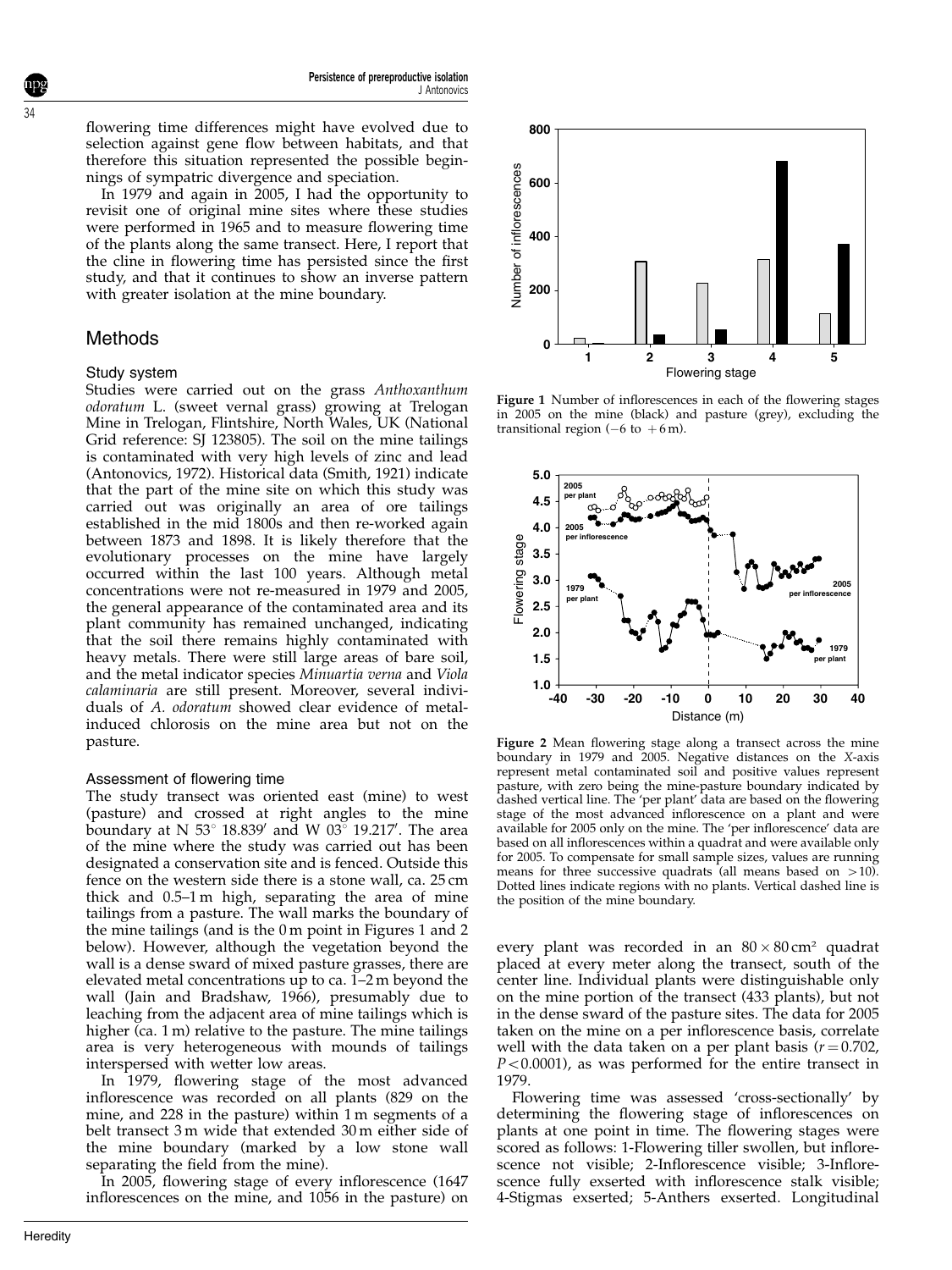flowering time differences might have evolved due to selection against gene flow between habitats, and that therefore this situation represented the possible beginnings of sympatric divergence and speciation.

In 1979 and again in 2005, I had the opportunity to revisit one of original mine sites where these studies were performed in 1965 and to measure flowering time of the plants along the same transect. Here, I report that the cline in flowering time has persisted since the first study, and that it continues to show an inverse pattern with greater isolation at the mine boundary.

## Methods

### Study system

Studies were carried out on the grass *Anthoxanthum odoratum* L. (sweet vernal grass) growing at Trelogan Mine in Trelogan, Flintshire, North Wales, UK (National Grid reference: SJ 123805). The soil on the mine tailings is contaminated with very high levels of zinc and lead (Antonovics, 1972). Historical data (Smith, 1921) indicate that the part of the mine site on which this study was carried out was originally an area of ore tailings established in the mid 1800s and then re-worked again between 1873 and 1898. It is likely therefore that the evolutionary processes on the mine have largely occurred within the last 100 years. Although metal concentrations were not re-measured in 1979 and 2005, the general appearance of the contaminated area and its plant community has remained unchanged, indicating that the soil there remains highly contaminated with heavy metals. There were still large areas of bare soil, and the metal indicator species *Minuartia verna* and *Viola calaminaria* are still present. Moreover, several individuals of *A. odoratum* showed clear evidence of metal-induced chlorosis on the mine area but not on the pasture.

### Assessment of flowering time

The study transect was oriented east (mine) to west (pasture) and crossed at right angles to the mine boundary at N 53° 18.839′ and W 03° 19.217′. The area of the mine where the study was carried out has been designated a conservation site and is fenced. Outside this fence on the western side there is a stone wall, ca. 25 cm thick and 0.5–1 m high, separating the area of mine tailings from a pasture. The wall marks the boundary of the mine tailings (and is the 0 m point in Figures 1 and 2 below). However, although the vegetation beyond the wall is a dense sward of mixed pasture grasses, there are elevated metal concentrations up to ca. 1–2 m beyond the wall (Jain and Bradshaw, 1966), presumably due to leaching from the adjacent area of mine tailings which is higher (ca. 1 m) relative to the pasture. The mine tailings area is very heterogeneous with mounds of tailings interspersed with wetter low areas.

In 1979, flowering stage of the most advanced inflorescence was recorded on all plants (829 on the mine, and 228 in the pasture) within 1 m segments of a belt transect 3 m wide that extended 30 m either side of the mine boundary (marked by a low stone wall separating the field from the mine).

In 2005, flowering stage of every inflorescence (1647 inflorescences on the mine, and 1056 in the pasture) on every plant was recorded in an $80 \times 80\,cm^2$ quadrat placed at every meter along the transect, south of the center line. Individual plants were distinguishable only on the mine portion of the transect (433 plants), but not in the dense sward of the pasture sites. The data for 2005 taken on the mine on a per inflorescence basis, correlate well with the data taken on a per plant basis ($r = 0.702$, $P < 0.0001$), as was performed for the entire transect in 1979.

Flowering time was assessed 'cross-sectionally' by determining the flowering stage of inflorescences on plants at one point in time. The flowering stages were scored as follows: 1-Flowering tiller swollen, but inflorescence not visible; 2-Inflorescence visible; 3-Inflorescence fully exserted with inflorescence stalk visible; 4-Stigmas exserted; 5-Anthers exserted. Longitudinal

**Figure 1** Number of inflorescences in each of the flowering stages in 2005 on the mine (black) and pasture (grey), excluding the transitional region (−6 to +6 m).

**Figure 2** Mean flowering stage along a transect across the mine boundary in 1979 and 2005. Negative distances on the *X*-axis represent metal contaminated soil and positive values represent pasture, with zero being the mine-pasture boundary indicated by dashed vertical line. The 'per plant' data are based on the flowering stage of the most advanced inflorescence on a plant and were available for 2005 only on the mine. The 'per inflorescence' data are based on all inflorescences within a quadrat and were available only for 2005. To compensate for small sample sizes, values are running means for three successive quadrats (all means based on >10). Dotted lines indicate regions with no plants. Vertical dashed line is the position of the mine boundary.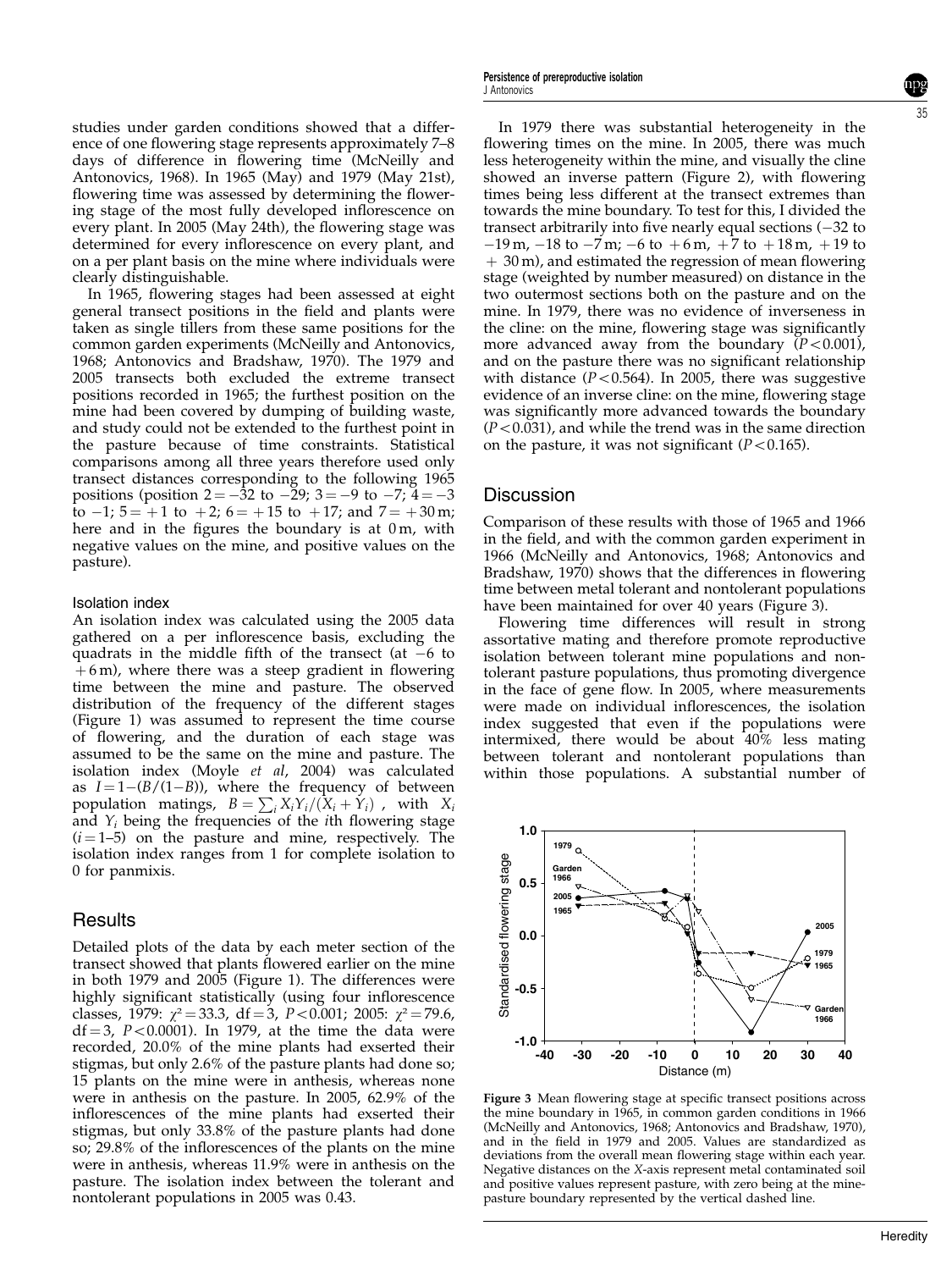studies under garden conditions showed that a difference of one flowering stage represents approximately 7–8 days of difference in flowering time (McNeilly and Antonovics, 1968). In 1965 (May) and 1979 (May 21st), flowering time was assessed by determining the flowering stage of the most fully developed inflorescence on every plant. In 2005 (May 24th), the flowering stage was determined for every inflorescence on every plant, and on a per plant basis on the mine where individuals were clearly distinguishable.

In 1965, flowering stages had been assessed at eight general transect positions in the field and plants were taken as single tillers from these same positions for the common garden experiments (McNeilly and Antonovics, 1968; Antonovics and Bradshaw, 1970). The 1979 and 2005 transects both excluded the extreme transect positions recorded in 1965; the furthest position on the mine had been covered by dumping of building waste, and study could not be extended to the furthest point in the pasture because of time constraints. Statistical comparisons among all three years therefore used only transect distances corresponding to the following 1965 positions (position 2 = −32 to −29; 3 = −9 to −7; 4 = −3 to −1; 5 = +1 to +2; 6 = +15 to +17; and 7 = +30 m; here and in the figures the boundary is at 0 m, with negative values on the mine, and positive values on the pasture).

### Isolation index

An isolation index was calculated using the 2005 data gathered on a per inflorescence basis, excluding the quadrats in the middle fifth of the transect (at −6 to +6 m), where there was a steep gradient in flowering time between the mine and pasture. The observed distribution of the frequency of the different stages (Figure 1) was assumed to represent the time course of flowering, and the duration of each stage was assumed to be the same on the mine and pasture. The isolation index (Moyle *et al*, 2004) was calculated as $I = 1-(B/(1-B))$, where the frequency of between population matings, $B = \sum_i X_i Y_i/(X_i + Y_i)$, with $X_i$ and $Y_i$ being the frequencies of the $i$th flowering stage ($i$ = 1–5) on the pasture and mine, respectively. The isolation index ranges from 1 for complete isolation to 0 for panmixis.

## Results

Detailed plots of the data by each meter section of the transect showed that plants flowered earlier on the mine in both 1979 and 2005 (Figure 1). The differences were highly significant statistically (using four inflorescence classes, 1979: $\chi^2 = 33.3$, df = 3, $P < 0.001$; 2005: $\chi^2 = 79.6$, df = 3, $P < 0.0001$). In 1979, at the time the data were recorded, 20.0% of the mine plants had exserted their stigmas, but only 2.6% of the pasture plants had done so; 15 plants on the mine were in anthesis, whereas none were in anthesis on the pasture. In 2005, 62.9% of the inflorescences of the mine plants had exserted their stigmas, but only 33.8% of the pasture plants had done so; 29.8% of the inflorescences of the plants on the mine were in anthesis, whereas 11.9% were in anthesis on the pasture. The isolation index between the tolerant and nontolerant populations in 2005 was 0.43.

In 1979 there was substantial heterogeneity in the flowering times on the mine. In 2005, there was much less heterogeneity within the mine, and visually the cline showed an inverse pattern (Figure 2), with flowering times being less different at the transect extremes than towards the mine boundary. To test for this, I divided the transect arbitrarily into five nearly equal sections (−32 to −19 m, −18 to −7 m; −6 to +6 m, +7 to +18 m, +19 to + 30 m), and estimated the regression of mean flowering stage (weighted by number measured) on distance in the two outermost sections both on the pasture and on the mine. In 1979, there was no evidence of inverseness in the cline: on the mine, flowering stage was significantly more advanced away from the boundary ($P < 0.001$), and on the pasture there was no significant relationship with distance ($P < 0.564$). In 2005, there was suggestive evidence of an inverse cline: on the mine, flowering stage was significantly more advanced towards the boundary ($P < 0.031$), and while the trend was in the same direction on the pasture, it was not significant ($P < 0.165$).

## Discussion

Comparison of these results with those of 1965 and 1966 in the field, and with the common garden experiment in 1966 (McNeilly and Antonovics, 1968; Antonovics and Bradshaw, 1970) shows that the differences in flowering time between metal tolerant and nontolerant populations have been maintained for over 40 years (Figure 3).

Flowering time differences will result in strong assortative mating and therefore promote reproductive isolation between tolerant mine populations and nontolerant pasture populations, thus promoting divergence in the face of gene flow. In 2005, where measurements were made on individual inflorescences, the isolation index suggested that even if the populations were intermixed, there would be about 40% less mating between tolerant and nontolerant populations than within those populations. A substantial number of

**Figure 3** Mean flowering stage at specific transect positions across the mine boundary in 1965, in common garden conditions in 1966 (McNeilly and Antonovics, 1968; Antonovics and Bradshaw, 1970), and in the field in 1979 and 2005. Values are standardized as deviations from the overall mean flowering stage within each year. Negative distances on the X-axis represent metal contaminated soil and positive values represent pasture, with zero being at the mine-pasture boundary represented by the vertical dashed line.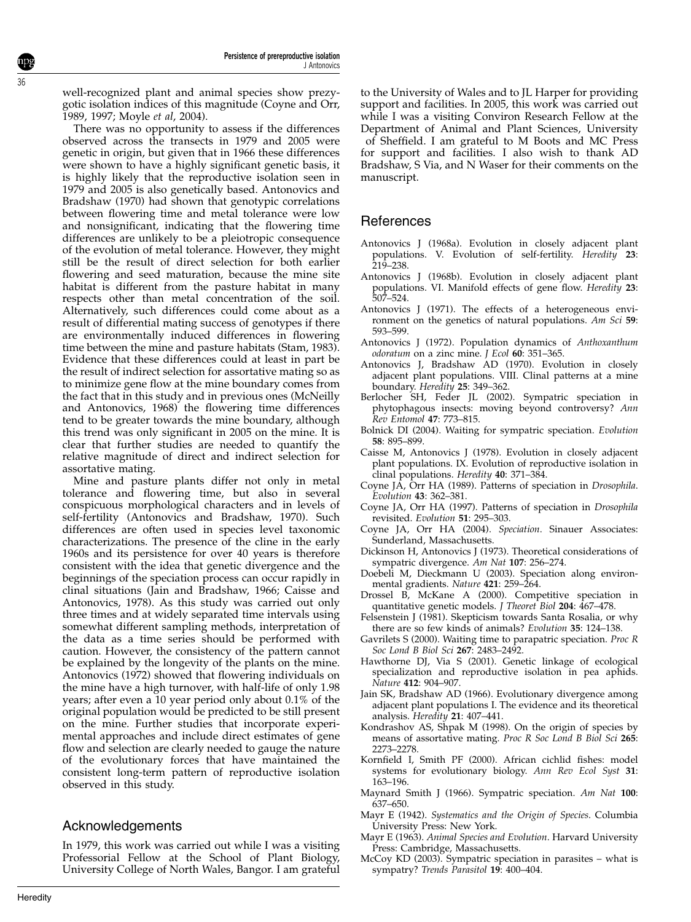well-recognized plant and animal species show prezygotic isolation indices of this magnitude (Coyne and Orr, 1989, 1997; Moyle *et al*, 2004).

There was no opportunity to assess if the differences observed across the transects in 1979 and 2005 were genetic in origin, but given that in 1966 these differences were shown to have a highly significant genetic basis, it is highly likely that the reproductive isolation seen in 1979 and 2005 is also genetically based. Antonovics and Bradshaw (1970) had shown that genotypic correlations between flowering time and metal tolerance were low and nonsignificant, indicating that the flowering time differences are unlikely to be a pleiotropic consequence of the evolution of metal tolerance. However, they might still be the result of direct selection for both earlier flowering and seed maturation, because the mine site habitat is different from the pasture habitat in many respects other than metal concentration of the soil. Alternatively, such differences could come about as a result of differential mating success of genotypes if there are environmentally induced differences in flowering time between the mine and pasture habitats (Stam, 1983). Evidence that these differences could at least in part be the result of indirect selection for assortative mating so as to minimize gene flow at the mine boundary comes from the fact that in this study and in previous ones (McNeilly and Antonovics, 1968) the flowering time differences tend to be greater towards the mine boundary, although this trend was only significant in 2005 on the mine. It is clear that further studies are needed to quantify the relative magnitude of direct and indirect selection for assortative mating.

Mine and pasture plants differ not only in metal tolerance and flowering time, but also in several conspicuous morphological characters and in levels of self-fertility (Antonovics and Bradshaw, 1970). Such differences are often used in species level taxonomic characterizations. The presence of the cline in the early 1960s and its persistence for over 40 years is therefore consistent with the idea that genetic divergence and the beginnings of the speciation process can occur rapidly in clinal situations (Jain and Bradshaw, 1966; Caisse and Antonovics, 1978). As this study was carried out only three times and at widely separated time intervals using somewhat different sampling methods, interpretation of the data as a time series should be performed with caution. However, the consistency of the pattern cannot be explained by the longevity of the plants on the mine. Antonovics (1972) showed that flowering individuals on the mine have a high turnover, with half-life of only 1.98 years; after even a 10 year period only about 0.1% of the original population would be predicted to be still present on the mine. Further studies that incorporate experimental approaches and include direct estimates of gene flow and selection are clearly needed to gauge the nature of the evolutionary forces that have maintained the consistent long-term pattern of reproductive isolation observed in this study.

## Acknowledgements

In 1979, this work was carried out while I was a visiting Professorial Fellow at the School of Plant Biology, University College of North Wales, Bangor. I am grateful to the University of Wales and to JL Harper for providing support and facilities. In 2005, this work was carried out while I was a visiting Conviron Research Fellow at the Department of Animal and Plant Sciences, University of Sheffield. I am grateful to M Boots and MC Press for support and facilities. I also wish to thank AD Bradshaw, S Via, and N Waser for their comments on the manuscript.

## References

Antonovics J (1968a). Evolution in closely adjacent plant populations. V. Evolution of self-fertility. *Heredity* **23**: 219–238.

Antonovics J (1968b). Evolution in closely adjacent plant populations. VI. Manifold effects of gene flow. *Heredity* **23**: 507–524.

Antonovics J (1971). The effects of a heterogeneous environment on the genetics of natural populations. *Am Sci* **59**: 593–599.

Antonovics J (1972). Population dynamics of *Anthoxanthum odoratum* on a zinc mine. *J Ecol* **60**: 351–365.

Antonovics J, Bradshaw AD (1970). Evolution in closely adjacent plant populations. VIII. Clinal patterns at a mine boundary. *Heredity* **25**: 349–362.

Berlocher SH, Feder JL (2002). Sympatric speciation in phytophagous insects: moving beyond controversy? *Ann Rev Entomol* **47**: 773–815.

Bolnick DI (2004). Waiting for sympatric speciation. *Evolution* **58**: 895–899.

Caisse M, Antonovics J (1978). Evolution in closely adjacent plant populations. IX. Evolution of reproductive isolation in clinal populations. *Heredity* **40**: 371–384.

Coyne JA, Orr HA (1989). Patterns of speciation in *Drosophila*. *Evolution* **43**: 362–381.

Coyne JA, Orr HA (1997). Patterns of speciation in *Drosophila* revisited. *Evolution* **51**: 295–303.

Coyne JA, Orr HA (2004). *Speciation*. Sinauer Associates: Sunderland, Massachusetts.

Dickinson H, Antonovics J (1973). Theoretical considerations of sympatric divergence. *Am Nat* **107**: 256–274.

Doebeli M, Dieckmann U (2003). Speciation along environmental gradients. *Nature* **421**: 259–264.

Drossel B, McKane A (2000). Competitive speciation in quantitative genetic models. *J Theoret Biol* **204**: 467–478.

Felsenstein J (1981). Skepticism towards Santa Rosalia, or why there are so few kinds of animals? *Evolution* **35**: 124–138.

Gavrilets S (2000). Waiting time to parapatric speciation. *Proc R Soc Lond B Biol Sci* **267**: 2483–2492.

Hawthorne DJ, Via S (2001). Genetic linkage of ecological specialization and reproductive isolation in pea aphids. *Nature* **412**: 904–907.

Jain SK, Bradshaw AD (1966). Evolutionary divergence among adjacent plant populations I. The evidence and its theoretical analysis. *Heredity* **21**: 407–441.

Kondrashov AS, Shpak M (1998). On the origin of species by means of assortative mating. *Proc R Soc Lond B Biol Sci* **265**: 2273–2278.

Kornfield I, Smith PF (2000). African cichlid fishes: model systems for evolutionary biology. *Ann Rev Ecol Syst* **31**: 163–196.

Maynard Smith J (1966). Sympatric speciation. *Am Nat* **100**: 637–650.

Mayr E (1942). *Systematics and the Origin of Species*. Columbia University Press: New York.

Mayr E (1963). *Animal Species and Evolution*. Harvard University Press: Cambridge, Massachusetts.

McCoy KD (2003). Sympatric speciation in parasites – what is sympatry? *Trends Parasitol* **19**: 400–404.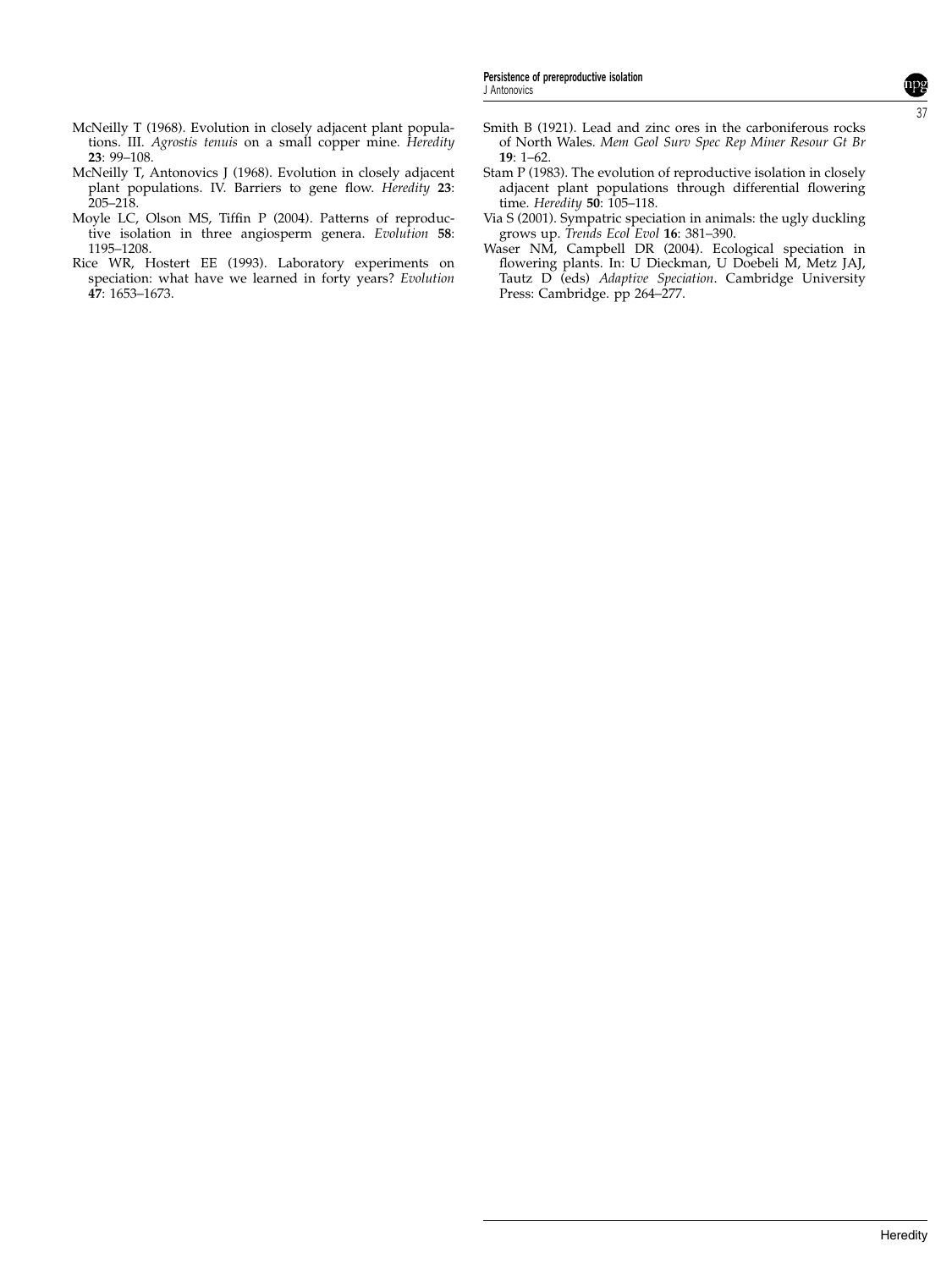McNeilly T (1968). Evolution in closely adjacent plant populations. III. *Agrostis tenuis* on a small copper mine. *Heredity* **23**: 99–108.

McNeilly T, Antonovics J (1968). Evolution in closely adjacent plant populations. IV. Barriers to gene flow. *Heredity* **23**: 205–218.

Moyle LC, Olson MS, Tiffin P (2004). Patterns of reproductive isolation in three angiosperm genera. *Evolution* **58**: 1195–1208.

Rice WR, Hostert EE (1993). Laboratory experiments on speciation: what have we learned in forty years? *Evolution* **47**: 1653–1673.

Smith B (1921). Lead and zinc ores in the carboniferous rocks of North Wales. *Mem Geol Surv Spec Rep Miner Resour Gt Br* **19**: 1–62.

Stam P (1983). The evolution of reproductive isolation in closely adjacent plant populations through differential flowering time. *Heredity* **50**: 105–118.

Via S (2001). Sympatric speciation in animals: the ugly duckling grows up. *Trends Ecol Evol* **16**: 381–390.

Waser NM, Campbell DR (2004). Ecological speciation in flowering plants. In: U Dieckman, U Doebeli M, Metz JAJ, Tautz D (eds) *Adaptive Speciation*. Cambridge University Press: Cambridge. pp 264–277.